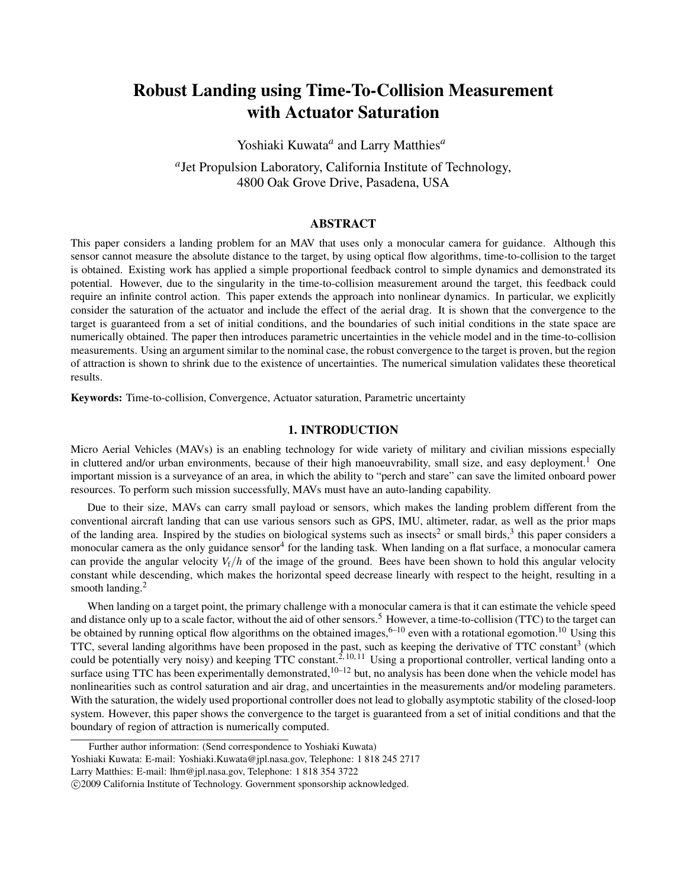# Robust Landing using Time-To-Collision Measurement with Actuator Saturation

Yoshiaki Kuwata[a] and Larry Matthies[a]

[a]Jet Propulsion Laboratory, California Institute of Technology,
4800 Oak Grove Drive, Pasadena, USA

## ABSTRACT

This paper considers a landing problem for an MAV that uses only a monocular camera for guidance. Although this sensor cannot measure the absolute distance to the target, by using optical flow algorithms, time-to-collision to the target is obtained. Existing work has applied a simple proportional feedback control to simple dynamics and demonstrated its potential. However, due to the singularity in the time-to-collision measurement around the target, this feedback could require an infinite control action. This paper extends the approach into nonlinear dynamics. In particular, we explicitly consider the saturation of the actuator and include the effect of the aerial drag. It is shown that the convergence to the target is guaranteed from a set of initial conditions, and the boundaries of such initial conditions in the state space are numerically obtained. The paper then introduces parametric uncertainties in the vehicle model and in the time-to-collision measurements. Using an argument similar to the nominal case, the robust convergence to the target is proven, but the region of attraction is shown to shrink due to the existence of uncertainties. The numerical simulation validates these theoretical results.

**Keywords:** Time-to-collision, Convergence, Actuator saturation, Parametric uncertainty

## 1. INTRODUCTION

Micro Aerial Vehicles (MAVs) is an enabling technology for wide variety of military and civilian missions especially in cluttered and/or urban environments, because of their high manoeuvrability, small size, and easy deployment.[1] One important mission is a surveyance of an area, in which the ability to "perch and stare" can save the limited onboard power resources. To perform such mission successfully, MAVs must have an auto-landing capability.

Due to their size, MAVs can carry small payload or sensors, which makes the landing problem different from the conventional aircraft landing that can use various sensors such as GPS, IMU, altimeter, radar, as well as the prior maps of the landing area. Inspired by the studies on biological systems such as insects[2] or small birds,[3] this paper considers a monocular camera as the only guidance sensor[4] for the landing task. When landing on a flat surface, a monocular camera can provide the angular velocity $V_f/h$ of the image of the ground. Bees have been shown to hold this angular velocity constant while descending, which makes the horizontal speed decrease linearly with respect to the height, resulting in a smooth landing.[2]

When landing on a target point, the primary challenge with a monocular camera is that it can estimate the vehicle speed and distance only up to a scale factor, without the aid of other sensors.[5] However, a time-to-collision (TTC) to the target can be obtained by running optical flow algorithms on the obtained images,[6–10] even with a rotational egomotion.[10] Using this TTC, several landing algorithms have been proposed in the past, such as keeping the derivative of TTC constant[3] (which could be potentially very noisy) and keeping TTC constant.[2,10,11] Using a proportional controller, vertical landing onto a surface using TTC has been experimentally demonstrated,[10–12] but, no analysis has been done when the vehicle model has nonlinearities such as control saturation and air drag, and uncertainties in the measurements and/or modeling parameters. With the saturation, the widely used proportional controller does not lead to globally asymptotic stability of the closed-loop system. However, this paper shows the convergence to the target is guaranteed from a set of initial conditions and that the boundary of region of attraction is numerically computed.

Further author information: (Send correspondence to Yoshiaki Kuwata)
Yoshiaki Kuwata: E-mail: Yoshiaki.Kuwata@jpl.nasa.gov, Telephone: 1 818 245 2717
Larry Matthies: E-mail: lhm@jpl.nasa.gov, Telephone: 1 818 354 3722
©2009 California Institute of Technology. Government sponsorship acknowledged.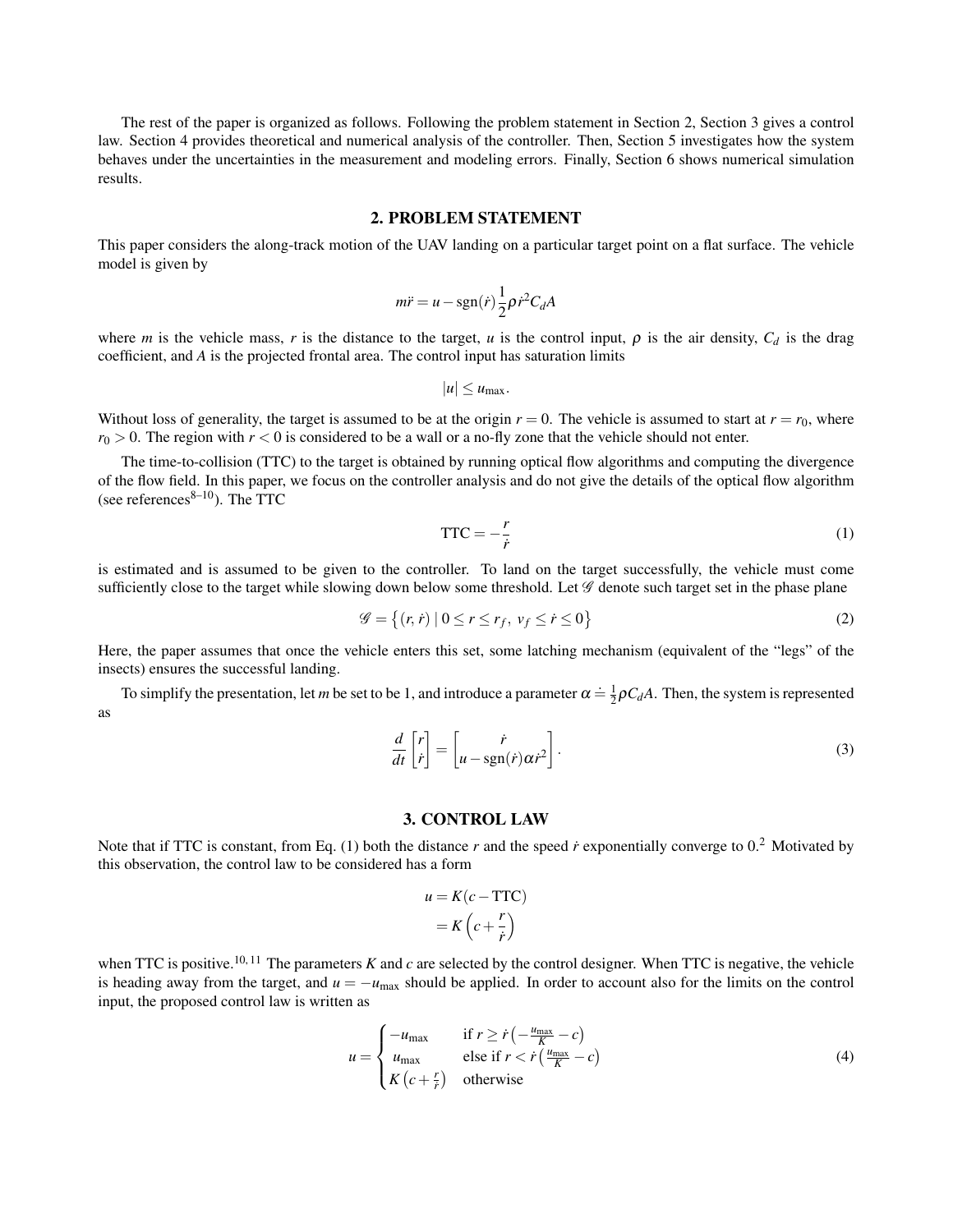The rest of the paper is organized as follows. Following the problem statement in Section 2, Section 3 gives a control law. Section 4 provides theoretical and numerical analysis of the controller. Then, Section 5 investigates how the system behaves under the uncertainties in the measurement and modeling errors. Finally, Section 6 shows numerical simulation results.

## 2. PROBLEM STATEMENT

This paper considers the along-track motion of the UAV landing on a particular target point on a flat surface. The vehicle model is given by

$$m\ddot{r} = u - \mathrm{sgn}(\dot{r})\frac{1}{2}\rho\dot{r}^2 C_d A$$

where $m$ is the vehicle mass, $r$ is the distance to the target, $u$ is the control input, $\rho$ is the air density, $C_d$ is the drag coefficient, and $A$ is the projected frontal area. The control input has saturation limits

$$|u| \leq u_{\max}.$$

Without loss of generality, the target is assumed to be at the origin $r = 0$. The vehicle is assumed to start at $r = r_0$, where $r_0 > 0$. The region with $r < 0$ is considered to be a wall or a no-fly zone that the vehicle should not enter.

The time-to-collision (TTC) to the target is obtained by running optical flow algorithms and computing the divergence of the flow field. In this paper, we focus on the controller analysis and do not give the details of the optical flow algorithm (see references[8–10]). The TTC

$$\mathrm{TTC} = -\frac{r}{\dot{r}} \tag{1}$$

is estimated and is assumed to be given to the controller. To land on the target successfully, the vehicle must come sufficiently close to the target while slowing down below some threshold. Let $\mathscr{G}$ denote such target set in the phase plane

$$\mathscr{G} = \left\{(r, \dot{r}) \mid 0 \leq r \leq r_f,\ v_f \leq \dot{r} \leq 0\right\} \tag{2}$$

Here, the paper assumes that once the vehicle enters this set, some latching mechanism (equivalent of the "legs" of the insects) ensures the successful landing.

To simplify the presentation, let $m$ be set to be 1, and introduce a parameter $\alpha \doteq \frac{1}{2}\rho C_d A$. Then, the system is represented as

$$\frac{d}{dt}\begin{bmatrix} r \\ \dot{r} \end{bmatrix} = \begin{bmatrix} \dot{r} \\ u - \mathrm{sgn}(\dot{r})\alpha\dot{r}^2 \end{bmatrix}. \tag{3}$$

## 3. CONTROL LAW

Note that if TTC is constant, from Eq. (1) both the distance $r$ and the speed $\dot{r}$ exponentially converge to 0.[2] Motivated by this observation, the control law to be considered has a form

$$\begin{aligned} u &= K(c - \mathrm{TTC}) \\ &= K\left(c + \frac{r}{\dot{r}}\right) \end{aligned}$$

when TTC is positive.[10,11] The parameters $K$ and $c$ are selected by the control designer. When TTC is negative, the vehicle is heading away from the target, and $u = -u_{\max}$ should be applied. In order to account also for the limits on the control input, the proposed control law is written as

$$u = \begin{cases} -u_{\max} & \text{if } r \geq \dot{r}\left(-\frac{u_{\max}}{K} - c\right) \\ u_{\max} & \text{else if } r < \dot{r}\left(\frac{u_{\max}}{K} - c\right) \\ K\left(c + \frac{r}{\dot{r}}\right) & \text{otherwise} \end{cases} \tag{4}$$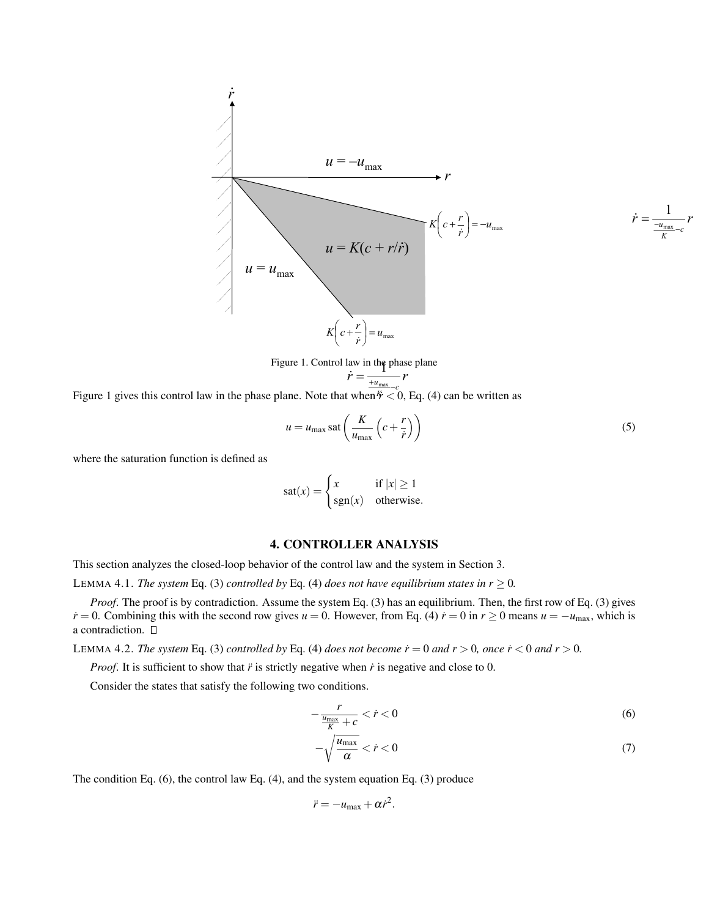$\dot{r}$

$u = -u_{\max}$

$r$

$K\left(c + \frac{r}{\dot{r}}\right) = -u_{\max}$

$\dot{r} = \frac{1}{\frac{-u_{\max}}{K} - c} r$

$u = K(c + r/\dot{r})$

$u = u_{\max}$

$K\left(c + \frac{r}{\dot{r}}\right) = u_{\max}$

Figure 1. Control law in the phase plane

$\dot{r} = \frac{1}{\frac{+u_{\max}}{K} - c} r$

Figure 1 gives this control law in the phase plane. Note that when $\dot{r} < 0$, Eq. (4) can be written as

$$u = u_{\max} \operatorname{sat}\left(\frac{K}{u_{\max}}\left(c + \frac{r}{\dot{r}}\right)\right) \tag{5}$$

where the saturation function is defined as

$$\operatorname{sat}(x) = \begin{cases} x & \text{if } |x| \geq 1 \\ \operatorname{sgn}(x) & \text{otherwise.} \end{cases}$$

## 4. CONTROLLER ANALYSIS

This section analyzes the closed-loop behavior of the control law and the system in Section 3.

LEMMA 4.1. *The system* Eq. (3) *controlled by* Eq. (4) *does not have equilibrium states in* $r \geq 0$*.*

*Proof*. The proof is by contradiction. Assume the system Eq. (3) has an equilibrium. Then, the first row of Eq. (3) gives $\dot{r} = 0$. Combining this with the second row gives $u = 0$. However, from Eq. (4) $\dot{r} = 0$ in $r \geq 0$ means $u = -u_{\max}$, which is a contradiction. □

LEMMA 4.2. *The system* Eq. (3) *controlled by* Eq. (4) *does not become* $\dot{r} = 0$ *and* $r > 0$*, once* $\dot{r} < 0$ *and* $r > 0$*.*

*Proof*. It is sufficient to show that $\ddot{r}$ is strictly negative when $\dot{r}$ is negative and close to 0.

Consider the states that satisfy the following two conditions.

$$-\frac{r}{\frac{u_{\max}}{K} + c} < \dot{r} < 0 \tag{6}$$

$$-\sqrt{\frac{u_{\max}}{\alpha}} < \dot{r} < 0 \tag{7}$$

The condition Eq. (6), the control law Eq. (4), and the system equation Eq. (3) produce

$$\ddot{r} = -u_{\max} + \alpha \dot{r}^2.$$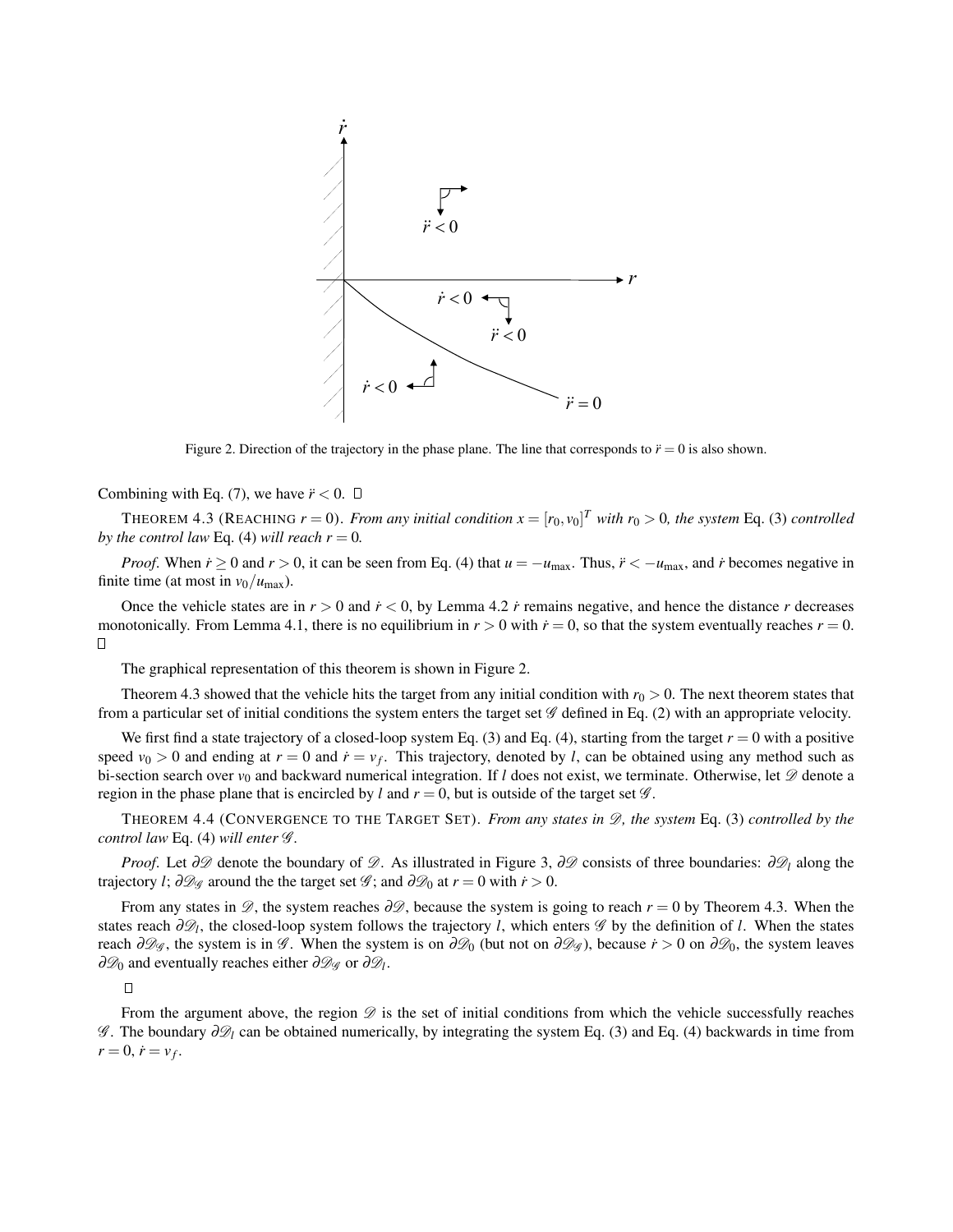$\dot{r}$

$\ddot{r} < 0$

$r$

$\dot{r} < 0$

$\ddot{r} < 0$

$\dot{r} < 0$

$\ddot{r} = 0$

Figure 2. Direction of the trajectory in the phase plane. The line that corresponds to $\ddot{r} = 0$ is also shown.

Combining with Eq. (7), we have $\ddot{r} < 0$. □

THEOREM 4.3 (REACHING $r = 0$). *From any initial condition $x = [r_0, v_0]^T$ with $r_0 > 0$, the system* Eq. (3) *controlled by the control law* Eq. (4) *will reach $r = 0$.*

*Proof.* When $\dot{r} \geq 0$ and $r > 0$, it can be seen from Eq. (4) that $u = -u_{\max}$. Thus, $\ddot{r} < -u_{\max}$, and $\dot{r}$ becomes negative in finite time (at most in $v_0/u_{\max}$).

Once the vehicle states are in $r > 0$ and $\dot{r} < 0$, by Lemma 4.2 $\dot{r}$ remains negative, and hence the distance $r$ decreases monotonically. From Lemma 4.1, there is no equilibrium in $r > 0$ with $\dot{r} = 0$, so that the system eventually reaches $r = 0$. □

The graphical representation of this theorem is shown in Figure 2.

Theorem 4.3 showed that the vehicle hits the target from any initial condition with $r_0 > 0$. The next theorem states that from a particular set of initial conditions the system enters the target set $\mathscr{G}$ defined in Eq. (2) with an appropriate velocity.

We first find a state trajectory of a closed-loop system Eq. (3) and Eq. (4), starting from the target $r = 0$ with a positive speed $v_0 > 0$ and ending at $r = 0$ and $\dot{r} = v_f$. This trajectory, denoted by $l$, can be obtained using any method such as bi-section search over $v_0$ and backward numerical integration. If $l$ does not exist, we terminate. Otherwise, let $\mathscr{D}$ denote a region in the phase plane that is encircled by $l$ and $r = 0$, but is outside of the target set $\mathscr{G}$.

THEOREM 4.4 (CONVERGENCE TO THE TARGET SET). *From any states in $\mathscr{D}$, the system* Eq. (3) *controlled by the control law* Eq. (4) *will enter $\mathscr{G}$.*

*Proof.* Let $\partial\mathscr{D}$ denote the boundary of $\mathscr{D}$. As illustrated in Figure 3, $\partial\mathscr{D}$ consists of three boundaries: $\partial\mathscr{D}_l$ along the trajectory $l$; $\partial\mathscr{D}_\mathscr{G}$ around the the target set $\mathscr{G}$; and $\partial\mathscr{D}_0$ at $r = 0$ with $\dot{r} > 0$.

From any states in $\mathscr{D}$, the system reaches $\partial\mathscr{D}$, because the system is going to reach $r = 0$ by Theorem 4.3. When the states reach $\partial\mathscr{D}_l$, the closed-loop system follows the trajectory $l$, which enters $\mathscr{G}$ by the definition of $l$. When the states reach $\partial\mathscr{D}_\mathscr{G}$, the system is in $\mathscr{G}$. When the system is on $\partial\mathscr{D}_0$ (but not on $\partial\mathscr{D}_\mathscr{G}$), because $\dot{r} > 0$ on $\partial\mathscr{D}_0$, the system leaves $\partial\mathscr{D}_0$ and eventually reaches either $\partial\mathscr{D}_\mathscr{G}$ or $\partial\mathscr{D}_l$.

□

From the argument above, the region $\mathscr{D}$ is the set of initial conditions from which the vehicle successfully reaches $\mathscr{G}$. The boundary $\partial\mathscr{D}_l$ can be obtained numerically, by integrating the system Eq. (3) and Eq. (4) backwards in time from $r = 0$, $\dot{r} = v_f$.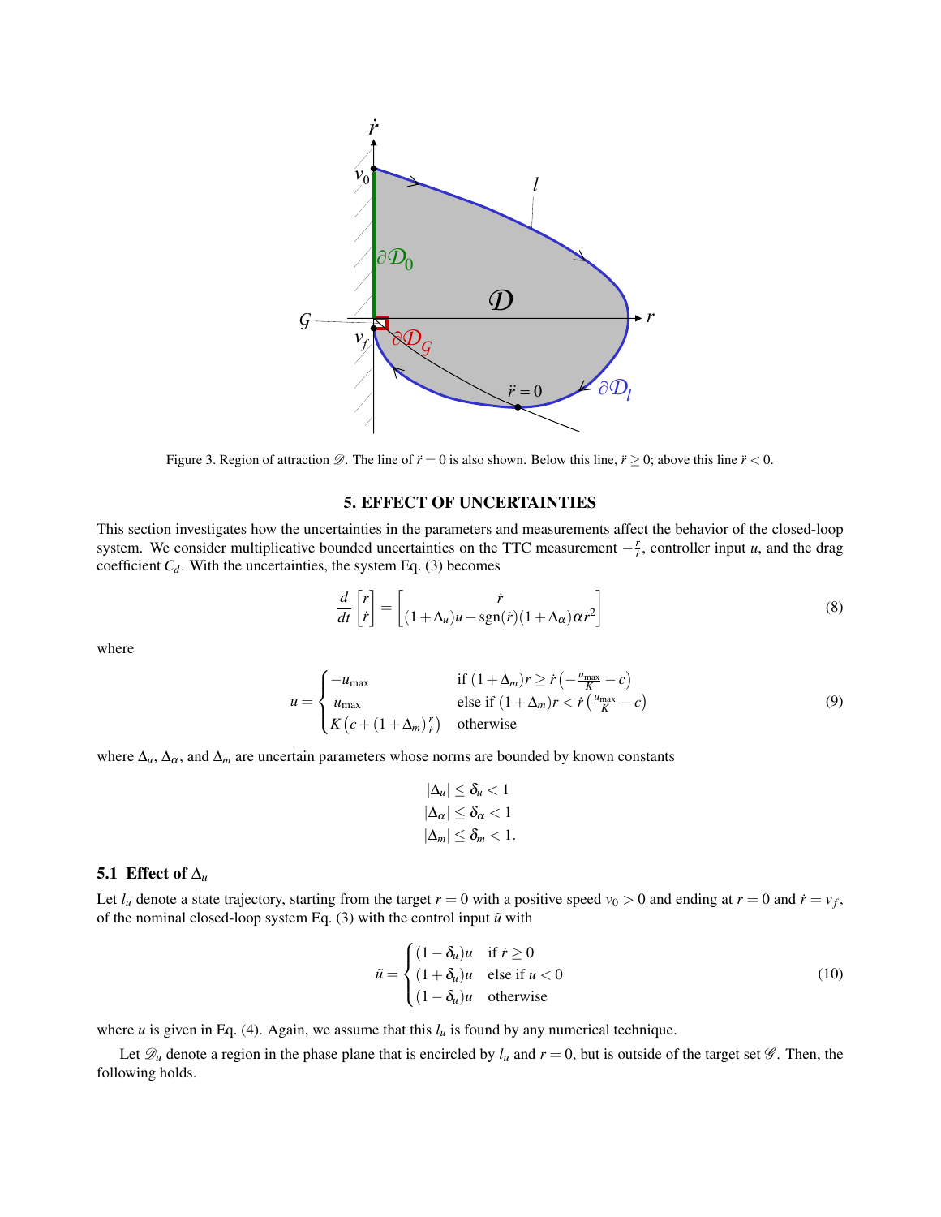Figure 3. Region of attraction $\mathscr{D}$. The line of $\ddot{r} = 0$ is also shown. Below this line, $\ddot{r} \geq 0$; above this line $\ddot{r} < 0$.

## 5. EFFECT OF UNCERTAINTIES

This section investigates how the uncertainties in the parameters and measurements affect the behavior of the closed-loop system. We consider multiplicative bounded uncertainties on the TTC measurement $-\frac{r}{\dot{r}}$, controller input $u$, and the drag coefficient $C_d$. With the uncertainties, the system Eq. (3) becomes

$$\frac{d}{dt}\begin{bmatrix} r \\ \dot{r} \end{bmatrix} = \begin{bmatrix} \dot{r} \\ (1+\Delta_u)u - \mathrm{sgn}(\dot{r})(1+\Delta_\alpha)\alpha \dot{r}^2 \end{bmatrix} \tag{8}$$

where

$$u = \begin{cases} -u_{\max} & \text{if } (1+\Delta_m)r \geq \dot{r}\left(-\frac{u_{\max}}{K} - c\right) \\ u_{\max} & \text{else if } (1+\Delta_m)r < \dot{r}\left(\frac{u_{\max}}{K} - c\right) \\ K\left(c + (1+\Delta_m)\frac{r}{\dot{r}}\right) & \text{otherwise} \end{cases} \tag{9}$$

where $\Delta_u$, $\Delta_\alpha$, and $\Delta_m$ are uncertain parameters whose norms are bounded by known constants

$$|\Delta_u| \leq \delta_u < 1$$
$$|\Delta_\alpha| \leq \delta_\alpha < 1$$
$$|\Delta_m| \leq \delta_m < 1.$$

### 5.1 Effect of $\Delta_u$

Let $l_u$ denote a state trajectory, starting from the target $r = 0$ with a positive speed $v_0 > 0$ and ending at $r = 0$ and $\dot{r} = v_f$, of the nominal closed-loop system Eq. (3) with the control input $\tilde{u}$ with

$$\tilde{u} = \begin{cases} (1-\delta_u)u & \text{if } \dot{r} \geq 0 \\ (1+\delta_u)u & \text{else if } u < 0 \\ (1-\delta_u)u & \text{otherwise} \end{cases} \tag{10}$$

where $u$ is given in Eq. (4). Again, we assume that this $l_u$ is found by any numerical technique.

Let $\mathscr{D}_u$ denote a region in the phase plane that is encircled by $l_u$ and $r = 0$, but is outside of the target set $\mathscr{G}$. Then, the following holds.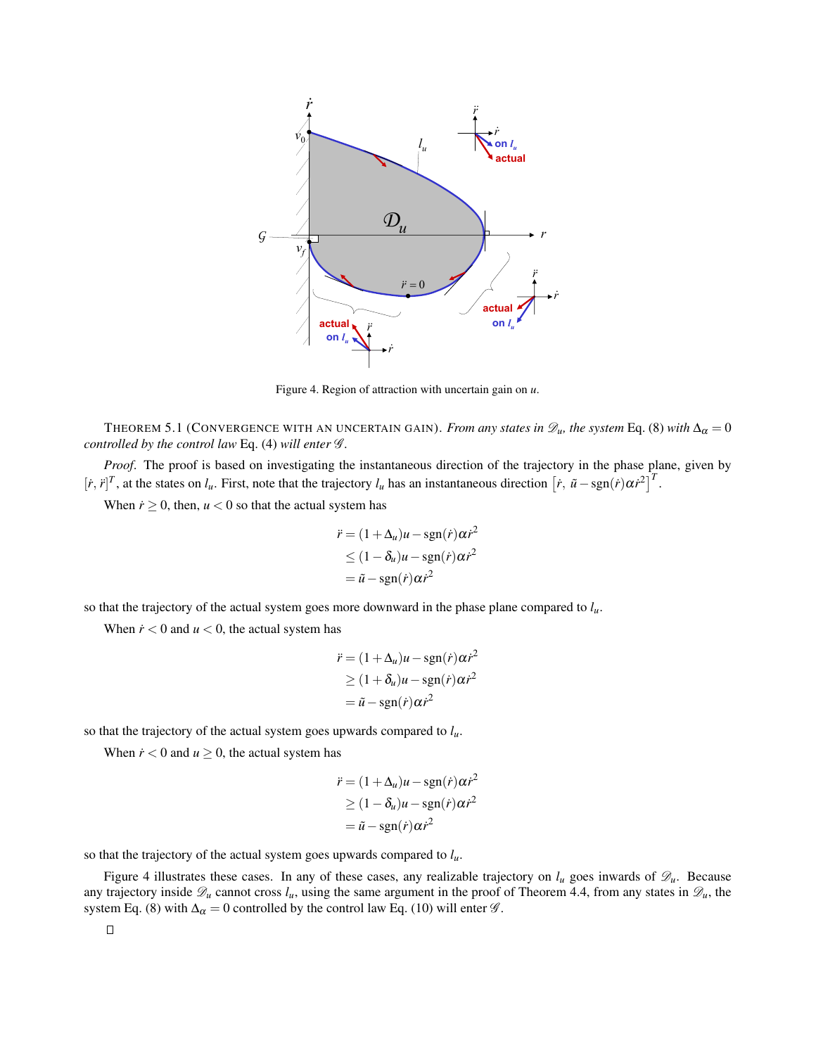$\dot{r}$

$v_0$

$l_u$

$\ddot{r}$

$\dot{r}$

on $l_u$

actual

$\mathcal{D}_u$

$\mathcal{G}$

$r$

$v_f$

$\ddot{r} = 0$

$\ddot{r}$

$\dot{r}$

actual

on $l_u$

actual

on $l_u$

$\ddot{r}$

$\dot{r}$

Figure 4. Region of attraction with uncertain gain on $u$.

THEOREM 5.1 (CONVERGENCE WITH AN UNCERTAIN GAIN). *From any states in $\mathscr{D}_u$, the system* Eq. (8) *with* $\Delta_\alpha = 0$ *controlled by the control law* Eq. (4) *will enter* $\mathscr{G}$.

*Proof*. The proof is based on investigating the instantaneous direction of the trajectory in the phase plane, given by $[\dot{r}, \ddot{r}]^T$, at the states on $l_u$. First, note that the trajectory $l_u$ has an instantaneous direction $\left[\dot{r},\ \tilde{u} - \text{sgn}(\dot{r})\alpha\dot{r}^2\right]^T$.

When $\dot{r} \geq 0$, then, $u < 0$ so that the actual system has

$$
\begin{aligned}
\ddot{r} &= (1+\Delta_u)u - \text{sgn}(\dot{r})\alpha\dot{r}^2 \\
&\leq (1-\delta_u)u - \text{sgn}(\dot{r})\alpha\dot{r}^2 \\
&= \tilde{u} - \text{sgn}(\dot{r})\alpha\dot{r}^2
\end{aligned}
$$

so that the trajectory of the actual system goes more downward in the phase plane compared to $l_u$.

When $\dot{r} < 0$ and $u < 0$, the actual system has

$$
\begin{aligned}
\ddot{r} &= (1+\Delta_u)u - \text{sgn}(\dot{r})\alpha\dot{r}^2 \\
&\geq (1+\delta_u)u - \text{sgn}(\dot{r})\alpha\dot{r}^2 \\
&= \tilde{u} - \text{sgn}(\dot{r})\alpha\dot{r}^2
\end{aligned}
$$

so that the trajectory of the actual system goes upwards compared to $l_u$.

When $\dot{r} < 0$ and $u \geq 0$, the actual system has

$$
\begin{aligned}
\ddot{r} &= (1+\Delta_u)u - \text{sgn}(\dot{r})\alpha\dot{r}^2 \\
&\geq (1-\delta_u)u - \text{sgn}(\dot{r})\alpha\dot{r}^2 \\
&= \tilde{u} - \text{sgn}(\dot{r})\alpha\dot{r}^2
\end{aligned}
$$

so that the trajectory of the actual system goes upwards compared to $l_u$.

Figure 4 illustrates these cases. In any of these cases, any realizable trajectory on $l_u$ goes inwards of $\mathscr{D}_u$. Because any trajectory inside $\mathscr{D}_u$ cannot cross $l_u$, using the same argument in the proof of Theorem 4.4, from any states in $\mathscr{D}_u$, the system Eq. (8) with $\Delta_\alpha = 0$ controlled by the control law Eq. (10) will enter $\mathscr{G}$.

□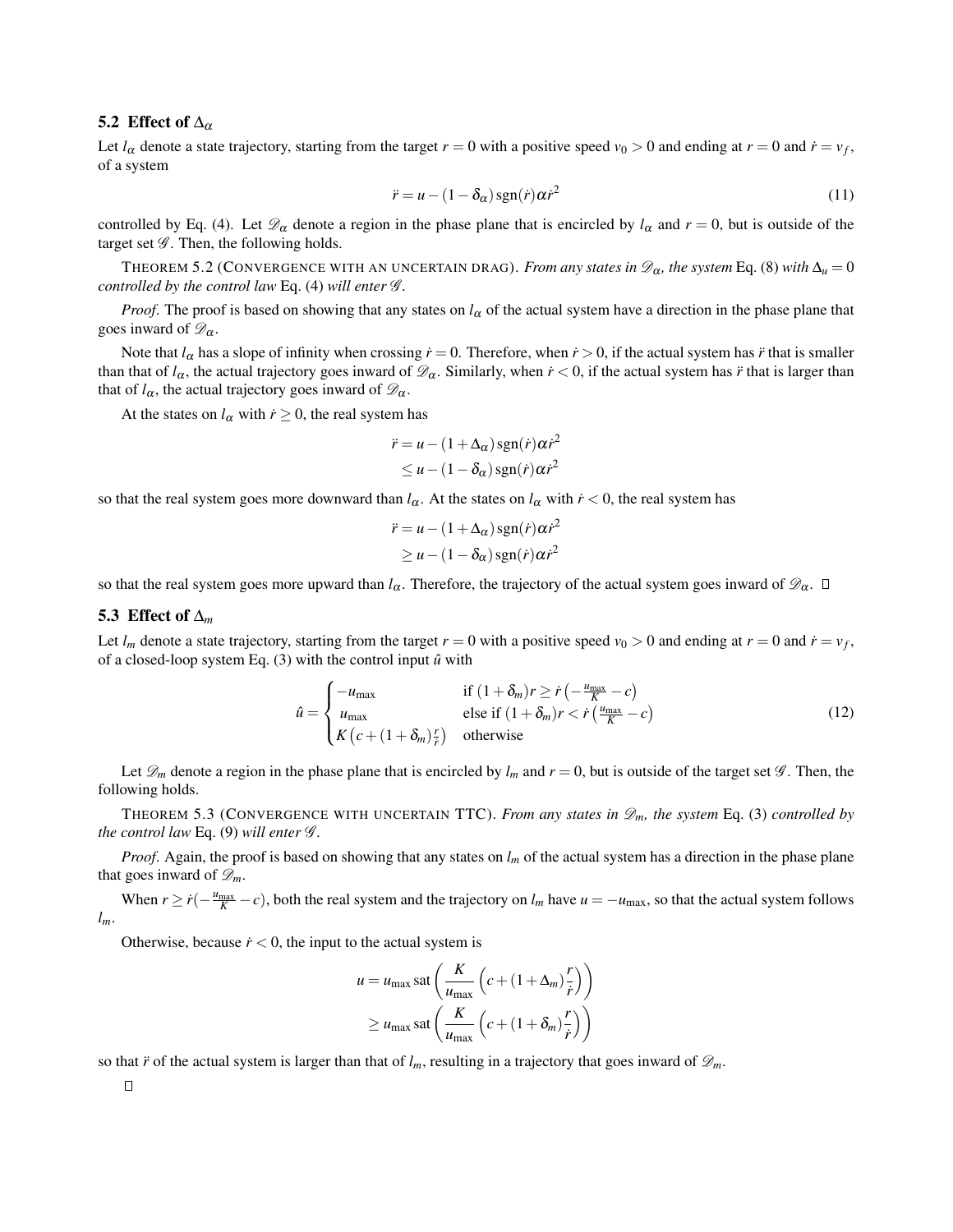### 5.2 Effect of $\Delta_\alpha$

Let $l_\alpha$ denote a state trajectory, starting from the target $r = 0$ with a positive speed $v_0 > 0$ and ending at $r = 0$ and $\dot{r} = v_f$, of a system

$$\ddot{r} = u - (1 - \delta_\alpha)\,\mathrm{sgn}(\dot{r})\alpha\dot{r}^2 \tag{11}$$

controlled by Eq. (4). Let $\mathscr{D}_\alpha$ denote a region in the phase plane that is encircled by $l_\alpha$ and $r = 0$, but is outside of the target set $\mathscr{G}$. Then, the following holds.

THEOREM 5.2 (CONVERGENCE WITH AN UNCERTAIN DRAG). *From any states in $\mathscr{D}_\alpha$, the system* Eq. (8) *with $\Delta_u = 0$ controlled by the control law* Eq. (4) *will enter $\mathscr{G}$.*

*Proof*. The proof is based on showing that any states on $l_\alpha$ of the actual system have a direction in the phase plane that goes inward of $\mathscr{D}_\alpha$.

Note that $l_\alpha$ has a slope of infinity when crossing $\dot{r} = 0$. Therefore, when $\dot{r} > 0$, if the actual system has $\ddot{r}$ that is smaller than that of $l_\alpha$, the actual trajectory goes inward of $\mathscr{D}_\alpha$. Similarly, when $\dot{r} < 0$, if the actual system has $\ddot{r}$ that is larger than that of $l_\alpha$, the actual trajectory goes inward of $\mathscr{D}_\alpha$.

At the states on $l_\alpha$ with $\dot{r} \geq 0$, the real system has

$$\begin{aligned}\ddot{r} &= u - (1 + \Delta_\alpha)\,\mathrm{sgn}(\dot{r})\alpha\dot{r}^2 \\ &\leq u - (1 - \delta_\alpha)\,\mathrm{sgn}(\dot{r})\alpha\dot{r}^2\end{aligned}$$

so that the real system goes more downward than $l_\alpha$. At the states on $l_\alpha$ with $\dot{r} < 0$, the real system has

$$\begin{aligned}\ddot{r} &= u - (1 + \Delta_\alpha)\,\mathrm{sgn}(\dot{r})\alpha\dot{r}^2 \\ &\geq u - (1 - \delta_\alpha)\,\mathrm{sgn}(\dot{r})\alpha\dot{r}^2\end{aligned}$$

so that the real system goes more upward than $l_\alpha$. Therefore, the trajectory of the actual system goes inward of $\mathscr{D}_\alpha$. □

### 5.3 Effect of $\Delta_m$

Let $l_m$ denote a state trajectory, starting from the target $r = 0$ with a positive speed $v_0 > 0$ and ending at $r = 0$ and $\dot{r} = v_f$, of a closed-loop system Eq. (3) with the control input $\hat{u}$ with

$$\hat{u} = \begin{cases} -u_{\max} & \text{if } (1+\delta_m)r \geq \dot{r}\left(-\frac{u_{\max}}{K} - c\right) \\ u_{\max} & \text{else if } (1+\delta_m)r < \dot{r}\left(\frac{u_{\max}}{K} - c\right) \\ K\left(c + (1+\delta_m)\frac{r}{\dot{r}}\right) & \text{otherwise} \end{cases} \tag{12}$$

Let $\mathscr{D}_m$ denote a region in the phase plane that is encircled by $l_m$ and $r = 0$, but is outside of the target set $\mathscr{G}$. Then, the following holds.

THEOREM 5.3 (CONVERGENCE WITH UNCERTAIN TTC). *From any states in $\mathscr{D}_m$, the system* Eq. (3) *controlled by the control law* Eq. (9) *will enter $\mathscr{G}$.*

*Proof*. Again, the proof is based on showing that any states on $l_m$ of the actual system has a direction in the phase plane that goes inward of $\mathscr{D}_m$.

When $r \geq \dot{r}(-\frac{u_{\max}}{K} - c)$, both the real system and the trajectory on $l_m$ have $u = -u_{\max}$, so that the actual system follows $l_m$.

Otherwise, because $\dot{r} < 0$, the input to the actual system is

$$\begin{aligned}u &= u_{\max}\,\mathrm{sat}\left(\frac{K}{u_{\max}}\left(c + (1+\Delta_m)\frac{r}{\dot{r}}\right)\right) \\ &\geq u_{\max}\,\mathrm{sat}\left(\frac{K}{u_{\max}}\left(c + (1+\delta_m)\frac{r}{\dot{r}}\right)\right)\end{aligned}$$

so that $\ddot{r}$ of the actual system is larger than that of $l_m$, resulting in a trajectory that goes inward of $\mathscr{D}_m$.

□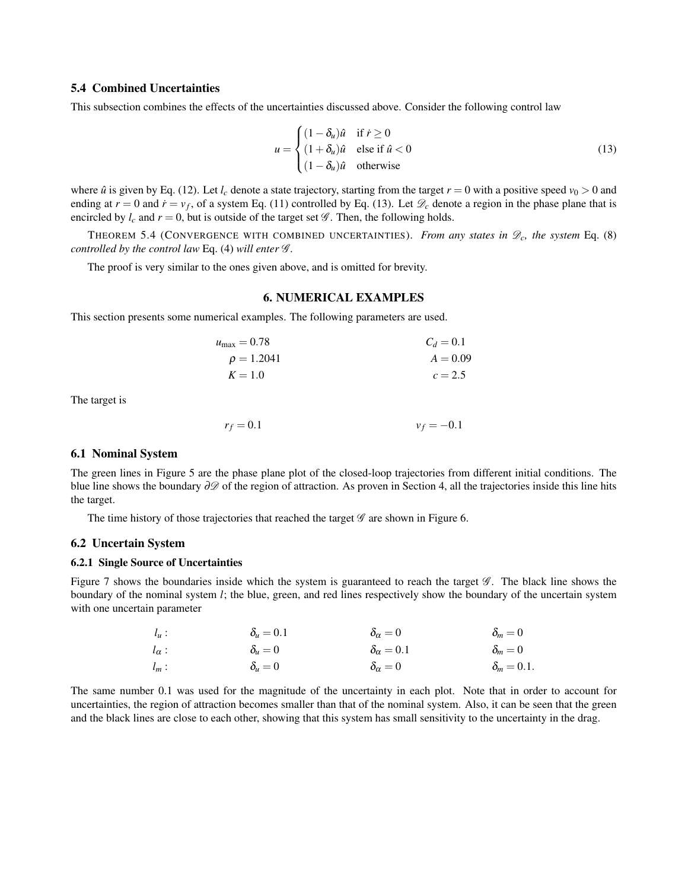### 5.4 Combined Uncertainties

This subsection combines the effects of the uncertainties discussed above. Consider the following control law

$$u = \begin{cases} (1-\delta_u)\hat{u} & \text{if } \dot{r} \geq 0 \\ (1+\delta_u)\hat{u} & \text{else if } \hat{u} < 0 \\ (1-\delta_u)\hat{u} & \text{otherwise} \end{cases} \tag{13}$$

where $\hat{u}$ is given by Eq. (12). Let $l_c$ denote a state trajectory, starting from the target $r = 0$ with a positive speed $v_0 > 0$ and ending at $r = 0$ and $\dot{r} = v_f$, of a system Eq. (11) controlled by Eq. (13). Let $\mathscr{D}_c$ denote a region in the phase plane that is encircled by $l_c$ and $r = 0$, but is outside of the target set $\mathscr{G}$. Then, the following holds.

THEOREM 5.4 (CONVERGENCE WITH COMBINED UNCERTAINTIES). *From any states in $\mathscr{D}_c$, the system* Eq. (8) *controlled by the control law* Eq. (4) *will enter $\mathscr{G}$.*

The proof is very similar to the ones given above, and is omitted for brevity.

## 6. NUMERICAL EXAMPLES

This section presents some numerical examples. The following parameters are used.

$$u_{\max} = 0.78 \qquad C_d = 0.1$$
$$\rho = 1.2041 \qquad A = 0.09$$
$$K = 1.0 \qquad c = 2.5$$

The target is

$$r_f = 0.1 \qquad v_f = -0.1$$

### 6.1 Nominal System

The green lines in Figure 5 are the phase plane plot of the closed-loop trajectories from different initial conditions. The blue line shows the boundary $\partial\mathscr{D}$ of the region of attraction. As proven in Section 4, all the trajectories inside this line hits the target.

The time history of those trajectories that reached the target $\mathscr{G}$ are shown in Figure 6.

### 6.2 Uncertain System

#### 6.2.1 Single Source of Uncertainties

Figure 7 shows the boundaries inside which the system is guaranteed to reach the target $\mathscr{G}$. The black line shows the boundary of the nominal system $l$; the blue, green, and red lines respectively show the boundary of the uncertain system with one uncertain parameter

$$l_u: \quad \delta_u = 0.1 \quad \delta_\alpha = 0 \quad \delta_m = 0$$
$$l_\alpha: \quad \delta_u = 0 \quad \delta_\alpha = 0.1 \quad \delta_m = 0$$
$$l_m: \quad \delta_u = 0 \quad \delta_\alpha = 0 \quad \delta_m = 0.1.$$

The same number 0.1 was used for the magnitude of the uncertainty in each plot. Note that in order to account for uncertainties, the region of attraction becomes smaller than that of the nominal system. Also, it can be seen that the green and the black lines are close to each other, showing that this system has small sensitivity to the uncertainty in the drag.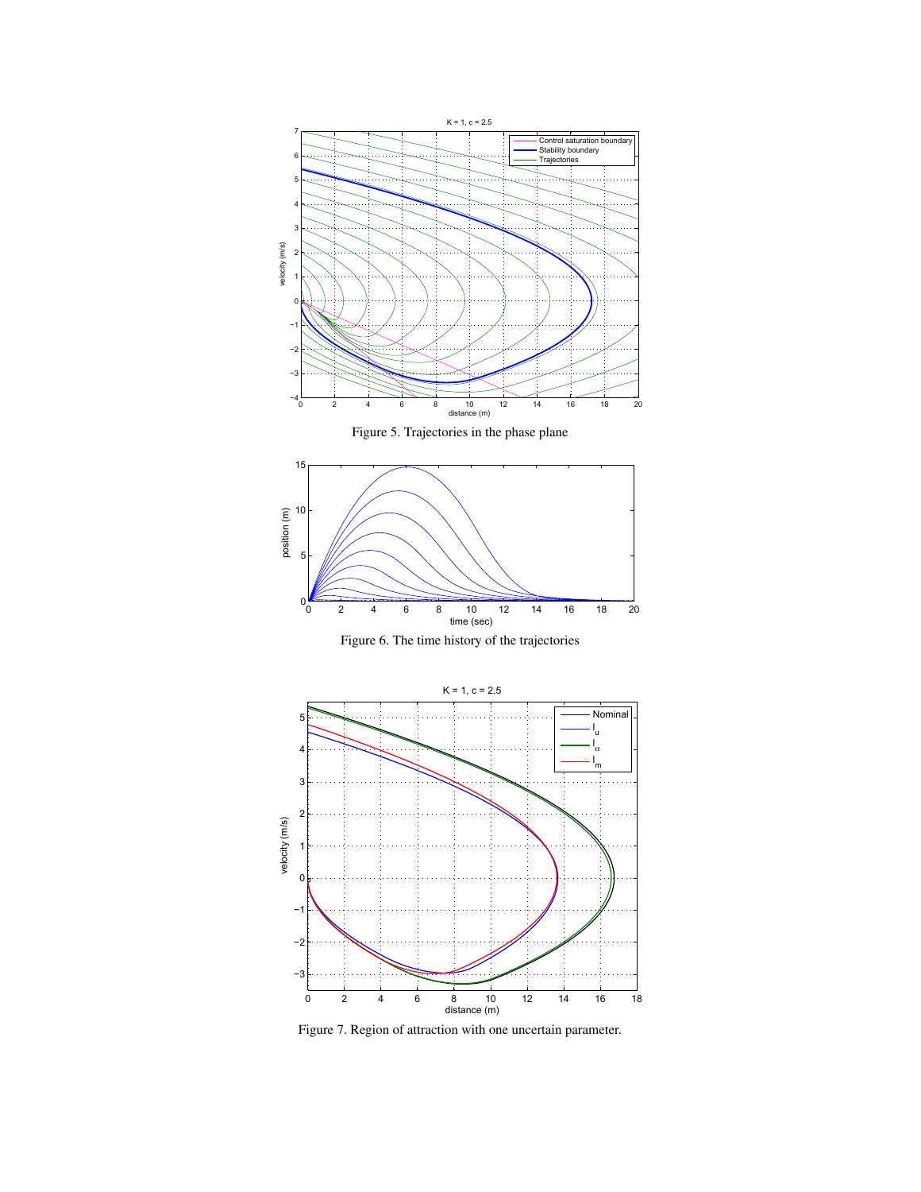K = 1, c = 2.5

Control saturation boundary
Stability boundary
Trajectories

velocity (m/s)

distance (m)

Figure 5. Trajectories in the phase plane

position (m)

time (sec)

Figure 6. The time history of the trajectories

K = 1, c = 2.5

Nominal
$l_u$
$l_\alpha$
$l_m$

velocity (m/s)

distance (m)

Figure 7. Region of attraction with one uncertain parameter.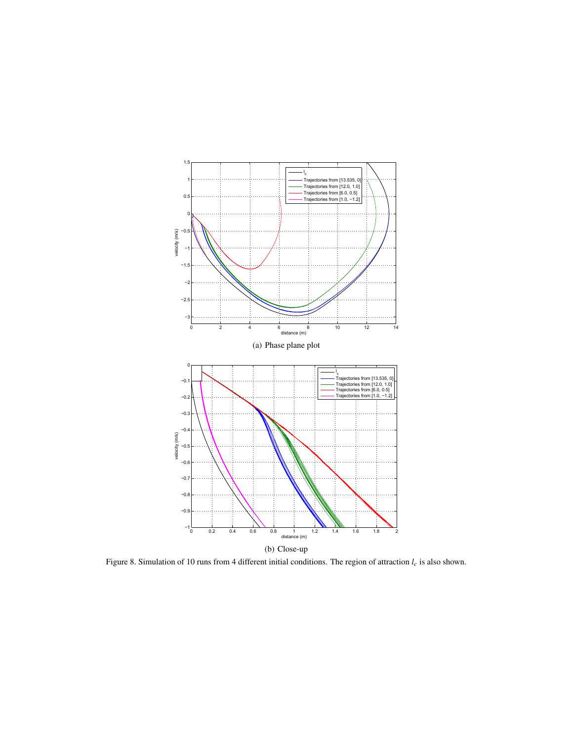$l_c$
Trajectories from [13.535, 0]
Trajectories from [12.0, 1.0]
Trajectories from [6.0, 0.5]
Trajectories from [1.0, −1.2]

velocity (m/s)

distance (m)

(a) Phase plane plot

$l_c$
Trajectories from [13.535, 0]
Trajectories from [12.0, 1.0]
Trajectories from [6.0, 0.5]
Trajectories from [1.0, −1.2]

velocity (m/s)

distance (m)

(b) Close-up

Figure 8. Simulation of 10 runs from 4 different initial conditions. The region of attraction $l_c$ is also shown.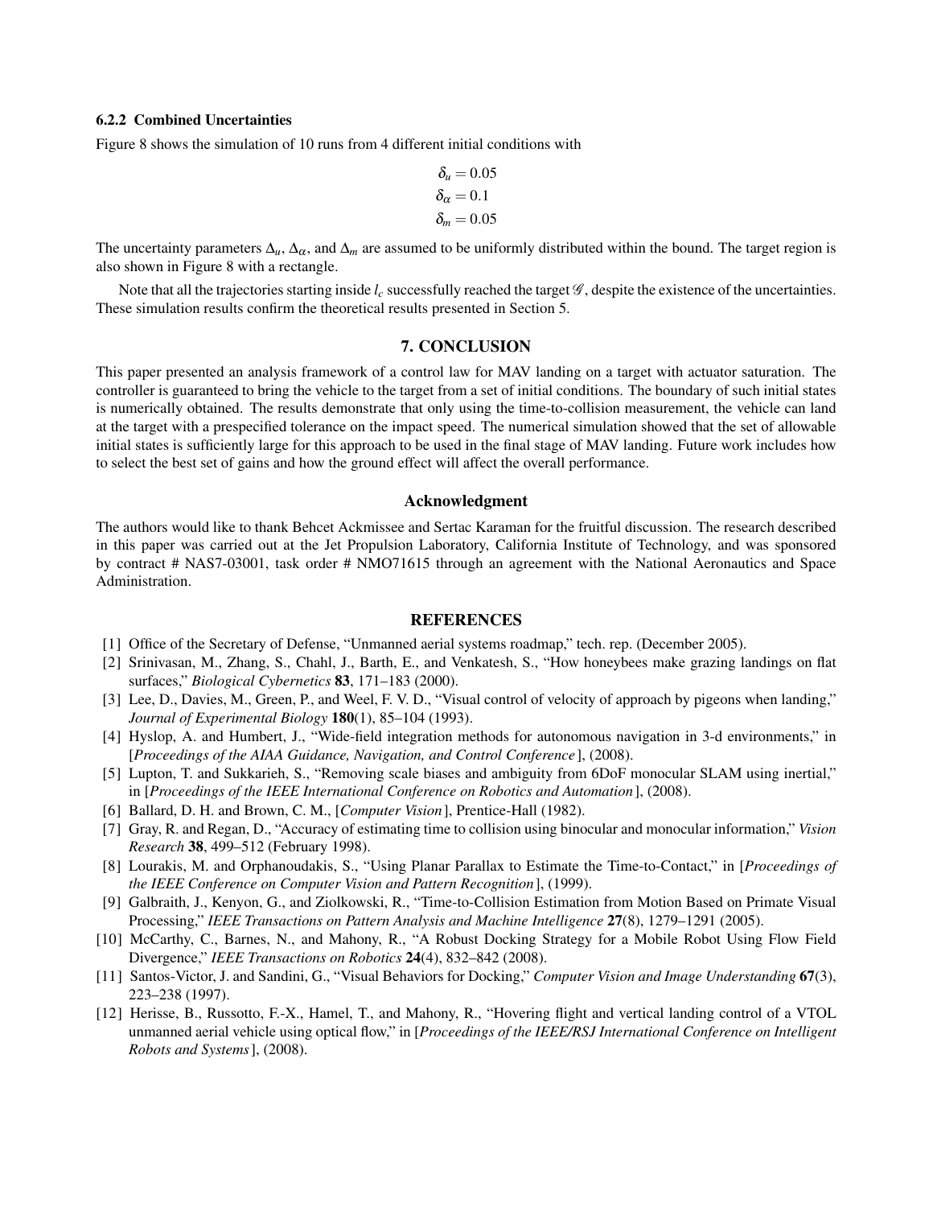#### 6.2.2 Combined Uncertainties

Figure 8 shows the simulation of 10 runs from 4 different initial conditions with

$$\delta_u = 0.05$$
$$\delta_\alpha = 0.1$$
$$\delta_m = 0.05$$

The uncertainty parameters $\Delta_u$, $\Delta_\alpha$, and $\Delta_m$ are assumed to be uniformly distributed within the bound. The target region is also shown in Figure 8 with a rectangle.

Note that all the trajectories starting inside $l_c$ successfully reached the target $\mathscr{G}$, despite the existence of the uncertainties. These simulation results confirm the theoretical results presented in Section 5.

## 7. CONCLUSION

This paper presented an analysis framework of a control law for MAV landing on a target with actuator saturation. The controller is guaranteed to bring the vehicle to the target from a set of initial conditions. The boundary of such initial states is numerically obtained. The results demonstrate that only using the time-to-collision measurement, the vehicle can land at the target with a prespecified tolerance on the impact speed. The numerical simulation showed that the set of allowable initial states is sufficiently large for this approach to be used in the final stage of MAV landing. Future work includes how to select the best set of gains and how the ground effect will affect the overall performance.

## Acknowledgment

The authors would like to thank Behcet Ackmissee and Sertac Karaman for the fruitful discussion. The research described in this paper was carried out at the Jet Propulsion Laboratory, California Institute of Technology, and was sponsored by contract # NAS7-03001, task order # NMO71615 through an agreement with the National Aeronautics and Space Administration.

## REFERENCES

[1] Office of the Secretary of Defense, "Unmanned aerial systems roadmap," tech. rep. (December 2005).

[2] Srinivasan, M., Zhang, S., Chahl, J., Barth, E., and Venkatesh, S., "How honeybees make grazing landings on flat surfaces," *Biological Cybernetics* **83**, 171–183 (2000).

[3] Lee, D., Davies, M., Green, P., and Weel, F. V. D., "Visual control of velocity of approach by pigeons when landing," *Journal of Experimental Biology* **180**(1), 85–104 (1993).

[4] Hyslop, A. and Humbert, J., "Wide-field integration methods for autonomous navigation in 3-d environments," in [*Proceedings of the AIAA Guidance, Navigation, and Control Conference*], (2008).

[5] Lupton, T. and Sukkarieh, S., "Removing scale biases and ambiguity from 6DoF monocular SLAM using inertial," in [*Proceedings of the IEEE International Conference on Robotics and Automation*], (2008).

[6] Ballard, D. H. and Brown, C. M., [*Computer Vision*], Prentice-Hall (1982).

[7] Gray, R. and Regan, D., "Accuracy of estimating time to collision using binocular and monocular information," *Vision Research* **38**, 499–512 (February 1998).

[8] Lourakis, M. and Orphanoudakis, S., "Using Planar Parallax to Estimate the Time-to-Contact," in [*Proceedings of the IEEE Conference on Computer Vision and Pattern Recognition*], (1999).

[9] Galbraith, J., Kenyon, G., and Ziolkowski, R., "Time-to-Collision Estimation from Motion Based on Primate Visual Processing," *IEEE Transactions on Pattern Analysis and Machine Intelligence* **27**(8), 1279–1291 (2005).

[10] McCarthy, C., Barnes, N., and Mahony, R., "A Robust Docking Strategy for a Mobile Robot Using Flow Field Divergence," *IEEE Transactions on Robotics* **24**(4), 832–842 (2008).

[11] Santos-Victor, J. and Sandini, G., "Visual Behaviors for Docking," *Computer Vision and Image Understanding* **67**(3), 223–238 (1997).

[12] Herisse, B., Russotto, F.-X., Hamel, T., and Mahony, R., "Hovering flight and vertical landing control of a VTOL unmanned aerial vehicle using optical flow," in [*Proceedings of the IEEE/RSJ International Conference on Intelligent Robots and Systems*], (2008).